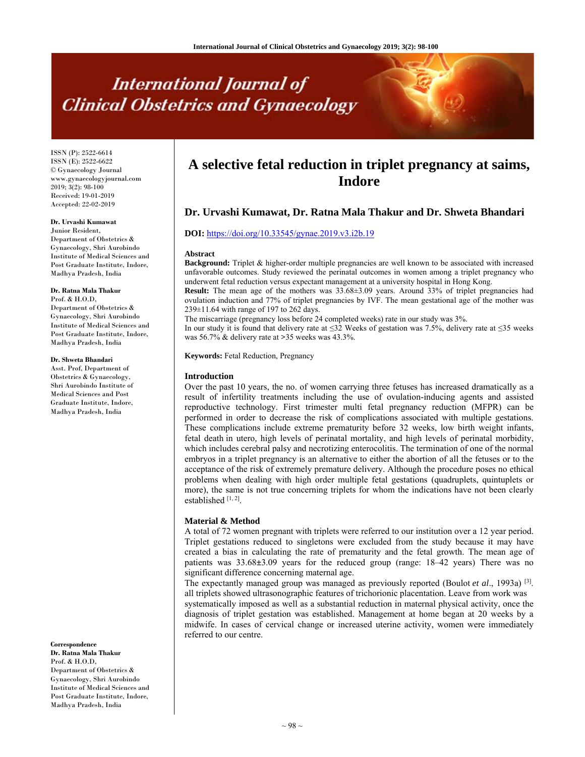ISSN (P): 2522-6614
ISSN (E): 2522-6622
© Gynaecology Journal
www.gynaecologyjournal.com
2019; 3(2): 98-100
Received: 19-01-2019
Accepted: 22-02-2019

**Dr. Urvashi Kumawat**
Junior Resident,
Department of Obstetrics & Gynaecology, Shri Aurobindo Institute of Medical Sciences and Post Graduate Institute, Indore, Madhya Pradesh, India

**Dr. Ratna Mala Thakur**
Prof. & H.O.D,
Department of Obstetrics & Gynaecology, Shri Aurobindo Institute of Medical Sciences and Post Graduate Institute, Indore, Madhya Pradesh, India

**Dr. Shweta Bhandari**
Asst. Prof, Department of Obstetrics & Gynaecology, Shri Aurobindo Institute of Medical Sciences and Post Graduate Institute, Indore, Madhya Pradesh, India

**Correspondence**
**Dr. Ratna Mala Thakur**
Prof. & H.O.D,
Department of Obstetrics & Gynaecology, Shri Aurobindo Institute of Medical Sciences and Post Graduate Institute, Indore, Madhya Pradesh, India

# A selective fetal reduction in triplet pregnancy at saims, Indore

**Dr. Urvashi Kumawat, Dr. Ratna Mala Thakur and Dr. Shweta Bhandari**

**DOI:** https://doi.org/10.33545/gynae.2019.v3.i2b.19

### Abstract

**Background:** Triplet & higher-order multiple pregnancies are well known to be associated with increased unfavorable outcomes. Study reviewed the perinatal outcomes in women among a triplet pregnancy who underwent fetal reduction versus expectant management at a university hospital in Hong Kong.

**Result:** The mean age of the mothers was 33.68±3.09 years. Around 33% of triplet pregnancies had ovulation induction and 77% of triplet pregnancies by IVF. The mean gestational age of the mother was 239±11.64 with range of 197 to 262 days.

The miscarriage (pregnancy loss before 24 completed weeks) rate in our study was 3%.

In our study it is found that delivery rate at ≤32 Weeks of gestation was 7.5%, delivery rate at ≤35 weeks was 56.7% & delivery rate at >35 weeks was 43.3%.

**Keywords:** Fetal Reduction, Pregnancy

### Introduction

Over the past 10 years, the no. of women carrying three fetuses has increased dramatically as a result of infertility treatments including the use of ovulation-inducing agents and assisted reproductive technology. First trimester multi fetal pregnancy reduction (MFPR) can be performed in order to decrease the risk of complications associated with multiple gestations. These complications include extreme prematurity before 32 weeks, low birth weight infants, fetal death in utero, high levels of perinatal mortality, and high levels of perinatal morbidity, which includes cerebral palsy and necrotizing enterocolitis. The termination of one of the normal embryos in a triplet pregnancy is an alternative to either the abortion of all the fetuses or to the acceptance of the risk of extremely premature delivery. Although the procedure poses no ethical problems when dealing with high order multiple fetal gestations (quadruplets, quintuplets or more), the same is not true concerning triplets for whom the indications have not been clearly established [1, 2].

### Material & Method

A total of 72 women pregnant with triplets were referred to our institution over a 12 year period. Triplet gestations reduced to singletons were excluded from the study because it may have created a bias in calculating the rate of prematurity and the fetal growth. The mean age of patients was 33.68±3.09 years for the reduced group (range: 18–42 years) There was no significant difference concerning maternal age.

The expectantly managed group was managed as previously reported (Boulot *et al*., 1993a) [3]. all triplets showed ultrasonographic features of trichorionic placentation. Leave from work was systematically imposed as well as a substantial reduction in maternal physical activity, once the diagnosis of triplet gestation was established. Management at home began at 20 weeks by a midwife. In cases of cervical change or increased uterine activity, women were immediately referred to our centre.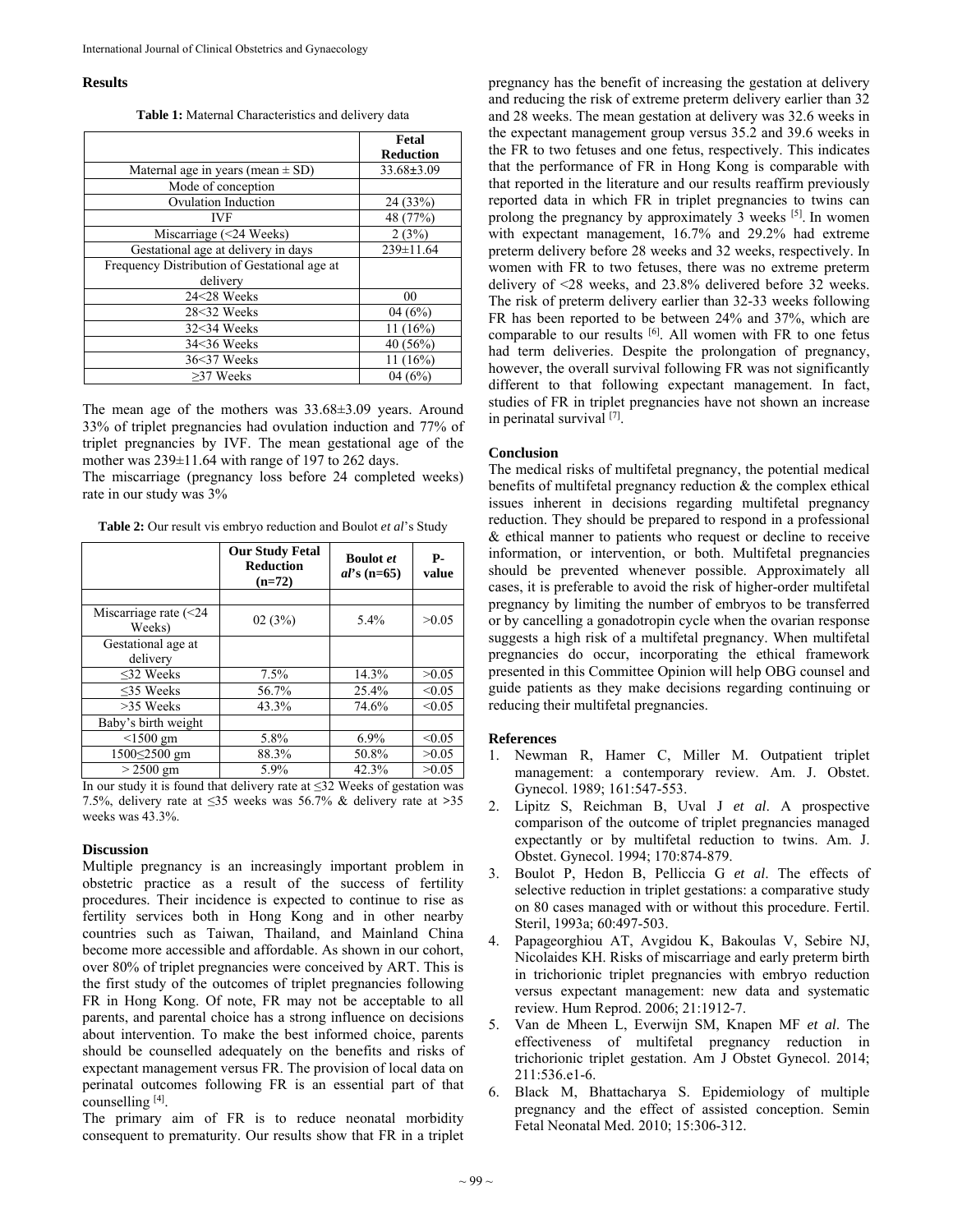## Results

**Table 1:** Maternal Characteristics and delivery data

| | Fetal Reduction |
|---|---|
| Maternal age in years (mean ± SD) | 33.68±3.09 |
| Mode of conception | |
| Ovulation Induction | 24 (33%) |
| IVF | 48 (77%) |
| Miscarriage (<24 Weeks) | 2 (3%) |
| Gestational age at delivery in days | 239±11.64 |
| Frequency Distribution of Gestational age at delivery | |
| 24<28 Weeks | 00 |
| 28<32 Weeks | 04 (6%) |
| 32<34 Weeks | 11 (16%) |
| 34<36 Weeks | 40 (56%) |
| 36<37 Weeks | 11 (16%) |
| ≥37 Weeks | 04 (6%) |

The mean age of the mothers was 33.68±3.09 years. Around 33% of triplet pregnancies had ovulation induction and 77% of triplet pregnancies by IVF. The mean gestational age of the mother was 239±11.64 with range of 197 to 262 days.

The miscarriage (pregnancy loss before 24 completed weeks) rate in our study was 3%

**Table 2:** Our result vis embryo reduction and Boulot *et al*'s Study

| | Our Study Fetal Reduction (n=72) | Boulot *et al*'s (n=65) | P-value |
|---|---|---|---|
| | | | |
| Miscarriage rate (<24 Weeks) | 02 (3%) | 5.4% | >0.05 |
| Gestational age at delivery | | | |
| ≤32 Weeks | 7.5% | 14.3% | >0.05 |
| ≤35 Weeks | 56.7% | 25.4% | <0.05 |
| >35 Weeks | 43.3% | 74.6% | <0.05 |
| Baby's birth weight | | | |
| <1500 gm | 5.8% | 6.9% | <0.05 |
| 1500≤2500 gm | 88.3% | 50.8% | >0.05 |
| > 2500 gm | 5.9% | 42.3% | >0.05 |

In our study it is found that delivery rate at ≤32 Weeks of gestation was 7.5%, delivery rate at ≤35 weeks was 56.7% & delivery rate at >35 weeks was 43.3%.

## Discussion

Multiple pregnancy is an increasingly important problem in obstetric practice as a result of the success of fertility procedures. Their incidence is expected to continue to rise as fertility services both in Hong Kong and in other nearby countries such as Taiwan, Thailand, and Mainland China become more accessible and affordable. As shown in our cohort, over 80% of triplet pregnancies were conceived by ART. This is the first study of the outcomes of triplet pregnancies following FR in Hong Kong. Of note, FR may not be acceptable to all parents, and parental choice has a strong influence on decisions about intervention. To make the best informed choice, parents should be counselled adequately on the benefits and risks of expectant management versus FR. The provision of local data on perinatal outcomes following FR is an essential part of that counselling [4].

The primary aim of FR is to reduce neonatal morbidity consequent to prematurity. Our results show that FR in a triplet pregnancy has the benefit of increasing the gestation at delivery and reducing the risk of extreme preterm delivery earlier than 32 and 28 weeks. The mean gestation at delivery was 32.6 weeks in the expectant management group versus 35.2 and 39.6 weeks in the FR to two fetuses and one fetus, respectively. This indicates that the performance of FR in Hong Kong is comparable with that reported in the literature and our results reaffirm previously reported data in which FR in triplet pregnancies to twins can prolong the pregnancy by approximately 3 weeks [5]. In women with expectant management, 16.7% and 29.2% had extreme preterm delivery before 28 weeks and 32 weeks, respectively. In women with FR to two fetuses, there was no extreme preterm delivery of <28 weeks, and 23.8% delivered before 32 weeks. The risk of preterm delivery earlier than 32-33 weeks following FR has been reported to be between 24% and 37%, which are comparable to our results [6]. All women with FR to one fetus had term deliveries. Despite the prolongation of pregnancy, however, the overall survival following FR was not significantly different to that following expectant management. In fact, studies of FR in triplet pregnancies have not shown an increase in perinatal survival [7].

## Conclusion

The medical risks of multifetal pregnancy, the potential medical benefits of multifetal pregnancy reduction & the complex ethical issues inherent in decisions regarding multifetal pregnancy reduction. They should be prepared to respond in a professional & ethical manner to patients who request or decline to receive information, or intervention, or both. Multifetal pregnancies should be prevented whenever possible. Approximately all cases, it is preferable to avoid the risk of higher-order multifetal pregnancy by limiting the number of embryos to be transferred or by cancelling a gonadotropin cycle when the ovarian response suggests a high risk of a multifetal pregnancy. When multifetal pregnancies do occur, incorporating the ethical framework presented in this Committee Opinion will help OBG counsel and guide patients as they make decisions regarding continuing or reducing their multifetal pregnancies.

## References

1. Newman R, Hamer C, Miller M. Outpatient triplet management: a contemporary review. Am. J. Obstet. Gynecol. 1989; 161:547-553.
2. Lipitz S, Reichman B, Uval J *et al*. A prospective comparison of the outcome of triplet pregnancies managed expectantly or by multifetal reduction to twins. Am. J. Obstet. Gynecol. 1994; 170:874-879.
3. Boulot P, Hedon B, Pelliccia G *et al*. The effects of selective reduction in triplet gestations: a comparative study on 80 cases managed with or without this procedure. Fertil. Steril, 1993a; 60:497-503.
4. Papageorghiou AT, Avgidou K, Bakoulas V, Sebire NJ, Nicolaides KH. Risks of miscarriage and early preterm birth in trichorionic triplet pregnancies with embryo reduction versus expectant management: new data and systematic review. Hum Reprod. 2006; 21:1912-7.
5. Van de Mheen L, Everwijn SM, Knapen MF *et al*. The effectiveness of multifetal pregnancy reduction in trichorionic triplet gestation. Am J Obstet Gynecol. 2014; 211:536.e1-6.
6. Black M, Bhattacharya S. Epidemiology of multiple pregnancy and the effect of assisted conception. Semin Fetal Neonatal Med. 2010; 15:306-312.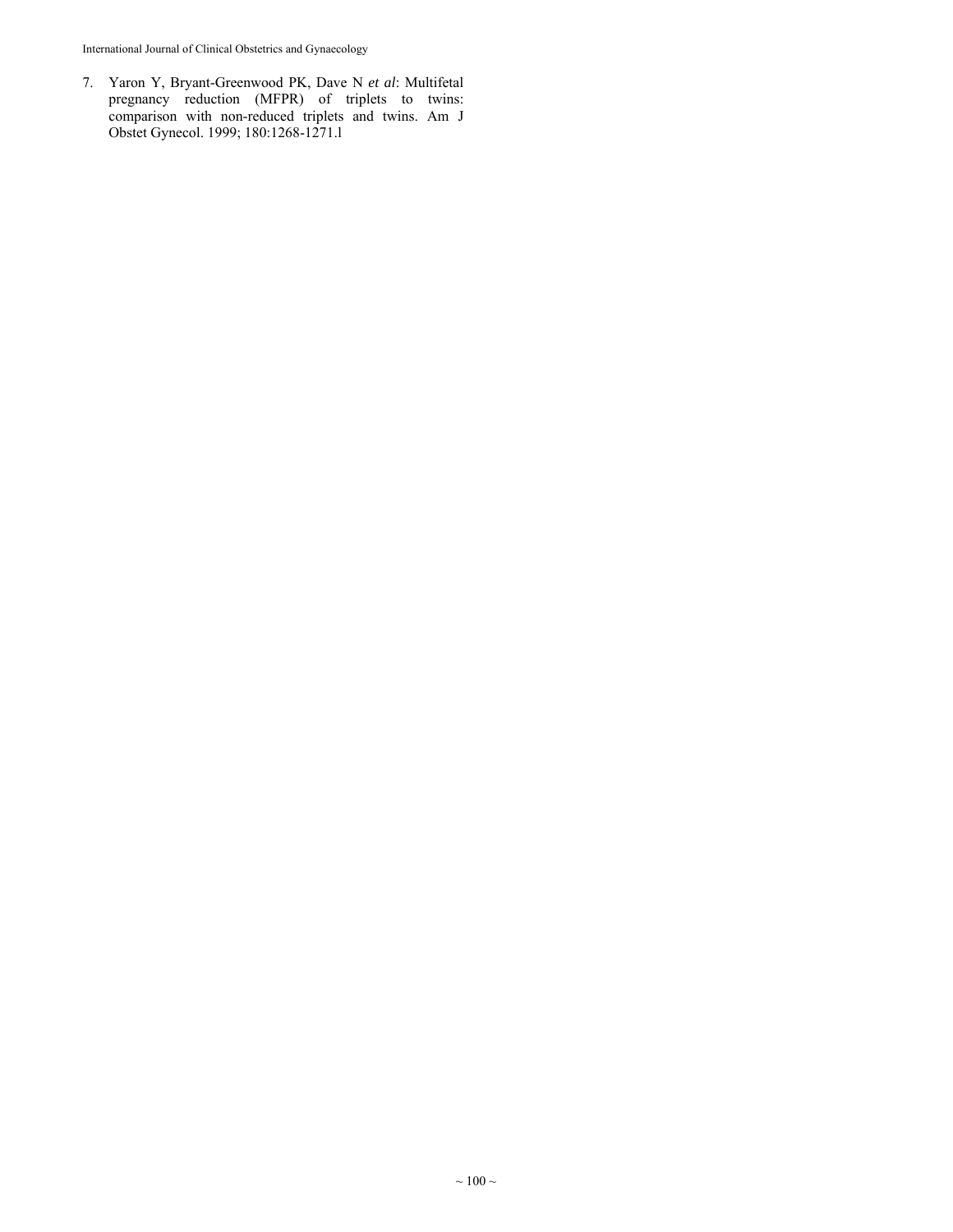7. Yaron Y, Bryant-Greenwood PK, Dave N *et al*: Multifetal pregnancy reduction (MFPR) of triplets to twins: comparison with non-reduced triplets and twins. Am J Obstet Gynecol. 1999; 180:1268-1271.l